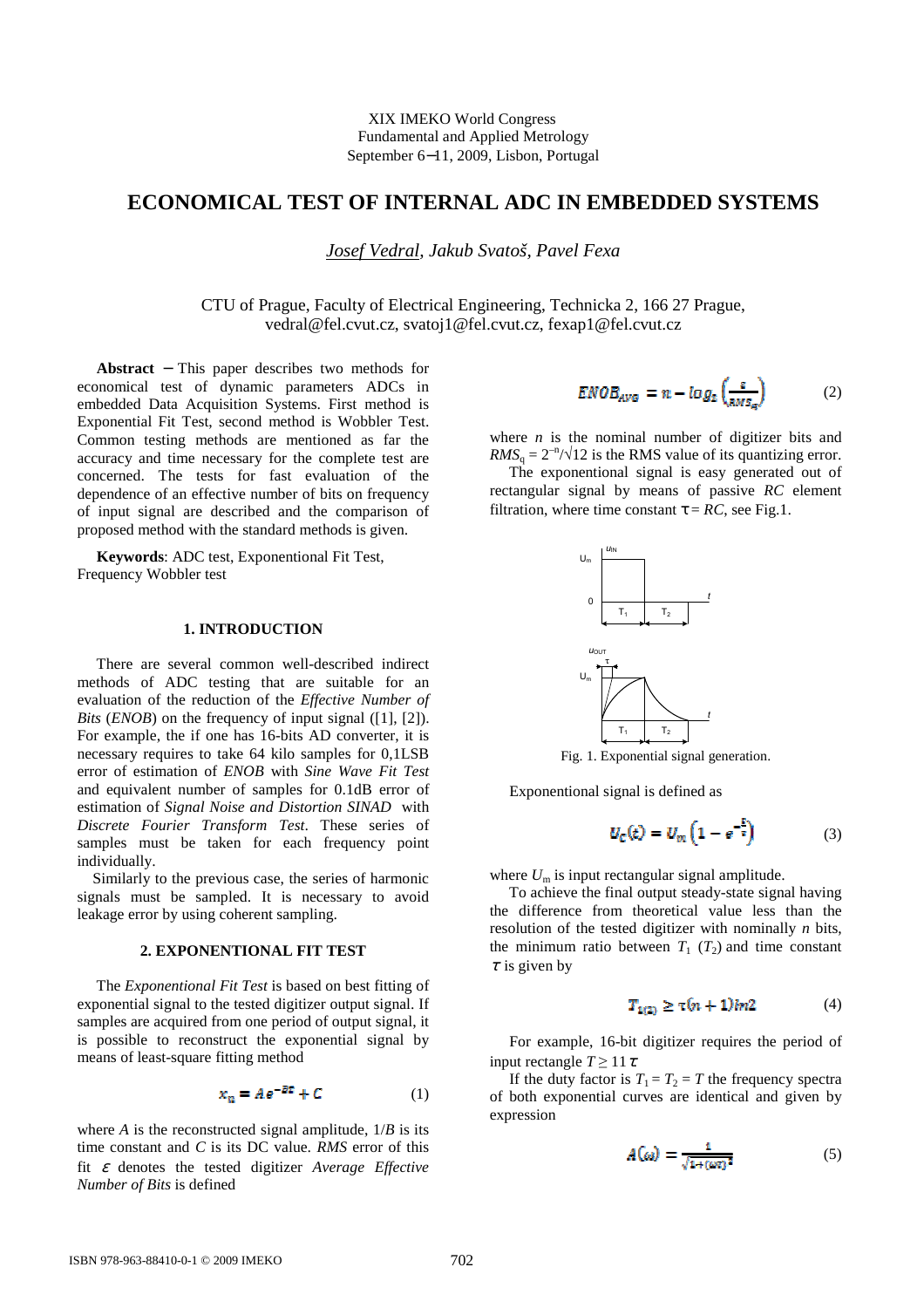XIX IMEKO World Congress
Fundamental and Applied Metrology
September 6−11, 2009, Lisbon, Portugal

# ECONOMICAL TEST OF INTERNAL ADC IN EMBEDDED SYSTEMS

*Josef Vedral, Jakub Svatoš, Pavel Fexa*

CTU of Prague, Faculty of Electrical Engineering, Technicka 2, 166 27 Prague,
vedral@fel.cvut.cz, svatoj1@fel.cvut.cz, fexap1@fel.cvut.cz

**Abstract** − This paper describes two methods for economical test of dynamic parameters ADCs in embedded Data Acquisition Systems. First method is Exponential Fit Test, second method is Wobbler Test. Common testing methods are mentioned as far the accuracy and time necessary for the complete test are concerned. The tests for fast evaluation of the dependence of an effective number of bits on frequency of input signal are described and the comparison of proposed method with the standard methods is given.

**Keywords**: ADC test, Exponentional Fit Test, Frequency Wobbler test

## 1. INTRODUCTION

There are several common well-described indirect methods of ADC testing that are suitable for an evaluation of the reduction of the *Effective Number of Bits* (*ENOB*) on the frequency of input signal ([1], [2]). For example, the if one has 16-bits AD converter, it is necessary requires to take 64 kilo samples for 0,1LSB error of estimation of *ENOB* with *Sine Wave Fit Test* and equivalent number of samples for 0.1dB error of estimation of *Signal Noise and Distortion SINAD* with *Discrete Fourier Transform Test*. These series of samples must be taken for each frequency point individually.

Similarly to the previous case, the series of harmonic signals must be sampled. It is necessary to avoid leakage error by using coherent sampling.

## 2. EXPONENTIONAL FIT TEST

The *Exponentional Fit Test* is based on best fitting of exponential signal to the tested digitizer output signal. If samples are acquired from one period of output signal, it is possible to reconstruct the exponential signal by means of least-square fitting method

$$x_n = Ae^{-Bt} + C \qquad (1)$$

where $A$ is the reconstructed signal amplitude, $1/B$ is its time constant and $C$ is its DC value. *RMS* error of this fit $\varepsilon$ denotes the tested digitizer *Average Effective Number of Bits* is defined

$$ENOB_{AVG} = n - \log_2\left(\frac{\varepsilon}{RMS_q}\right) \qquad (2)$$

where $n$ is the nominal number of digitizer bits and $RMS_q = 2^{-n}/\sqrt{12}$ is the RMS value of its quantizing error.

The exponentional signal is easy generated out of rectangular signal by means of passive *RC* element filtration, where time constant $\tau = RC$, see Fig.1.

Fig. 1. Exponential signal generation.

Exponentional signal is defined as

$$U_C(t) = U_m\left(1 - e^{-\frac{t}{\tau}}\right) \qquad (3)$$

where $U_m$ is input rectangular signal amplitude.

To achieve the final output steady-state signal having the difference from theoretical value less than the resolution of the tested digitizer with nominally $n$ bits, the minimum ratio between $T_1$ ($T_2$) and time constant $\tau$ is given by

$$T_{1(2)} \geq \tau(n+1)\ln 2 \qquad (4)$$

For example, 16-bit digitizer requires the period of input rectangle $T \geq 11\,\tau$

If the duty factor is $T_1 = T_2 = T$ the frequency spectra of both exponential curves are identical and given by expression

$$A(\omega) = \frac{1}{\sqrt{1+(\omega\tau)^2}} \qquad (5)$$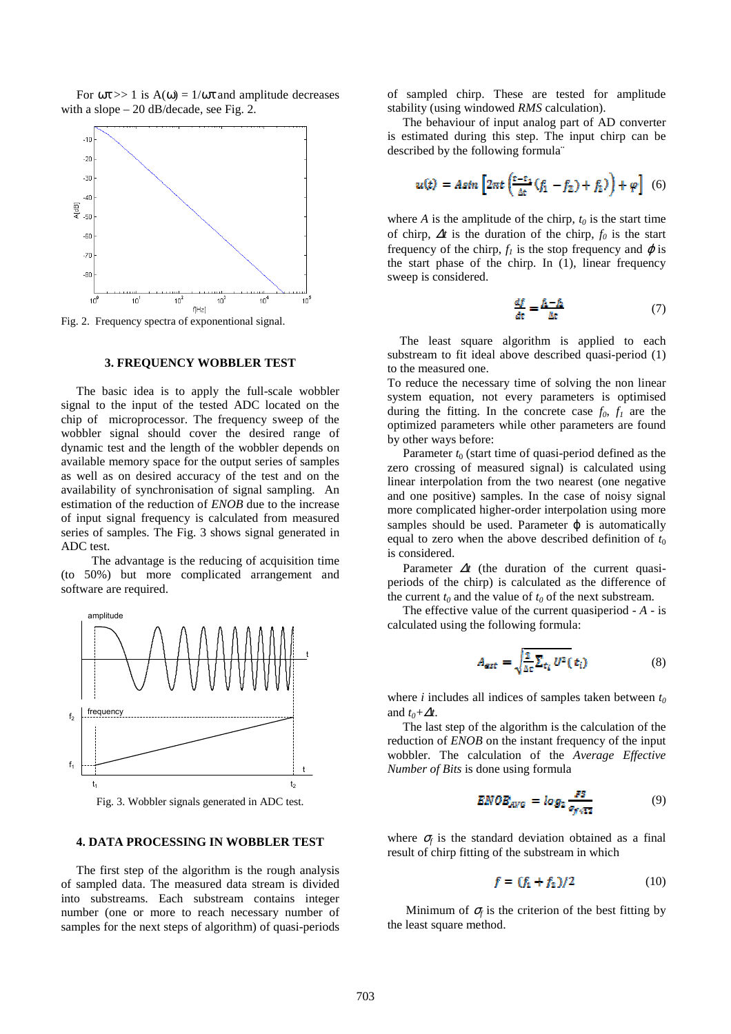For $\omega\tau >> 1$ is $A(\omega) = 1/\omega\tau$ and amplitude decreases with a slope – 20 dB/decade, see Fig. 2.

Fig. 2. Frequency spectra of exponentional signal.

### 3. FREQUENCY WOBBLER TEST

The basic idea is to apply the full-scale wobbler signal to the input of the tested ADC located on the chip of microprocessor. The frequency sweep of the wobbler signal should cover the desired range of dynamic test and the length of the wobbler depends on available memory space for the output series of samples as well as on desired accuracy of the test and on the availability of synchronisation of signal sampling. An estimation of the reduction of *ENOB* due to the increase of input signal frequency is calculated from measured series of samples. The Fig. 3 shows signal generated in ADC test.

The advantage is the reducing of acquisition time (to 50%) but more complicated arrangement and software are required.

Fig. 3. Wobbler signals generated in ADC test.

### 4. DATA PROCESSING IN WOBBLER TEST

The first step of the algorithm is the rough analysis of sampled data. The measured data stream is divided into substreams. Each substream contains integer number (one or more to reach necessary number of samples for the next steps of algorithm) of quasi-periods of sampled chirp. These are tested for amplitude stability (using windowed *RMS* calculation).

The behaviour of input analog part of AD converter is estimated during this step. The input chirp can be described by the following formula¨

$$u(t) = A\sin\left[2\pi t\left(\frac{t-t_0}{\Delta t}(f_1 - f_2) + f_2\right)\right) + \varphi\Big] \quad (6)$$

where $A$ is the amplitude of the chirp, $t_0$ is the start time of chirp, $\Delta t$ is the duration of the chirp, $f_0$ is the start frequency of the chirp, $f_1$ is the stop frequency and $\varphi$ is the start phase of the chirp. In (1), linear frequency sweep is considered.

$$\frac{df}{dt} = \frac{f_1 - f_2}{\Delta t} \quad (7)$$

The least square algorithm is applied to each substream to fit ideal above described quasi-period (1) to the measured one.

To reduce the necessary time of solving the non linear system equation, not every parameters is optimised during the fitting. In the concrete case $f_0$, $f_1$ are the optimized parameters while other parameters are found by other ways before:

Parameter $t_0$ (start time of quasi-period defined as the zero crossing of measured signal) is calculated using linear interpolation from the two nearest (one negative and one positive) samples. In the case of noisy signal more complicated higher-order interpolation using more samples should be used. Parameter $\varphi$ is automatically equal to zero when the above described definition of $t_0$ is considered.

Parameter $\Delta t$ (the duration of the current quasi-periods of the chirp) is calculated as the difference of the current $t_0$ and the value of $t_0$ of the next substream.

The effective value of the current quasiperiod - $A$ - is calculated using the following formula:

$$A_{ast} = \sqrt{\frac{2}{\Delta t}\sum_{t_i} U^2(t_i)} \quad (8)$$

where $i$ includes all indices of samples taken between $t_0$ and $t_0+\Delta t$.

The last step of the algorithm is the calculation of the reduction of *ENOB* on the instant frequency of the input wobbler. The calculation of the *Average Effective Number of Bits* is done using formula

$$ENOB_{AVG} = \log_2 \frac{FS}{\sigma_f \sqrt{12}} \quad (9)$$

where $\sigma_f$ is the standard deviation obtained as a final result of chirp fitting of the substream in which

$$f = (f_1 + f_2)/2 \quad (10)$$

Minimum of $\sigma_f$ is the criterion of the best fitting by the least square method.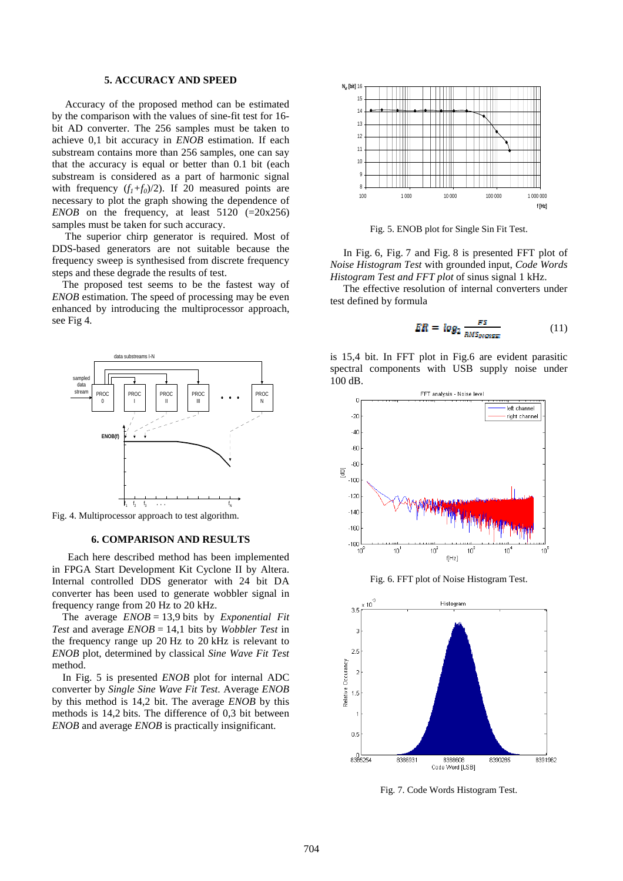## 5. ACCURACY AND SPEED

Accuracy of the proposed method can be estimated by the comparison with the values of sine-fit test for 16-bit AD converter. The 256 samples must be taken to achieve 0,1 bit accuracy in *ENOB* estimation. If each substream contains more than 256 samples, one can say that the accuracy is equal or better than 0.1 bit (each substream is considered as a part of harmonic signal with frequency $(f_1+f_0)/2$). If 20 measured points are necessary to plot the graph showing the dependence of *ENOB* on the frequency, at least 5120 (=20x256) samples must be taken for such accuracy.

The superior chirp generator is required. Most of DDS-based generators are not suitable because the frequency sweep is synthesised from discrete frequency steps and these degrade the results of test.

The proposed test seems to be the fastest way of *ENOB* estimation. The speed of processing may be even enhanced by introducing the multiprocessor approach, see Fig 4.

Fig. 4. Multiprocessor approach to test algorithm.

## 6. COMPARISON AND RESULTS

Each here described method has been implemented in FPGA Start Development Kit Cyclone II by Altera. Internal controlled DDS generator with 24 bit DA converter has been used to generate wobbler signal in frequency range from 20 Hz to 20 kHz.

The average *ENOB* = 13,9 bits by *Exponential Fit Test* and average *ENOB* = 14,1 bits by *Wobbler Test* in the frequency range up 20 Hz to 20 kHz is relevant to *ENOB* plot, determined by classical *Sine Wave Fit Test* method.

In Fig. 5 is presented *ENOB* plot for internal ADC converter by *Single Sine Wave Fit Test*. Average *ENOB* by this method is 14,2 bit. The average *ENOB* by this methods is 14,2 bits. The difference of 0,3 bit between *ENOB* and average *ENOB* is practically insignificant.

Fig. 5. ENOB plot for Single Sin Fit Test.

In Fig. 6, Fig. 7 and Fig. 8 is presented FFT plot of *Noise Histogram Test* with grounded input, *Code Words Histogram Test and FFT plot* of sinus signal 1 kHz.

The effective resolution of internal converters under test defined by formula

$$ER = \log_2 \frac{FS}{RMS_{NOISE}} \qquad (11)$$

is 15,4 bit. In FFT plot in Fig.6 are evident parasitic spectral components with USB supply noise under 100 dB.

Fig. 6. FFT plot of Noise Histogram Test.

Fig. 7. Code Words Histogram Test.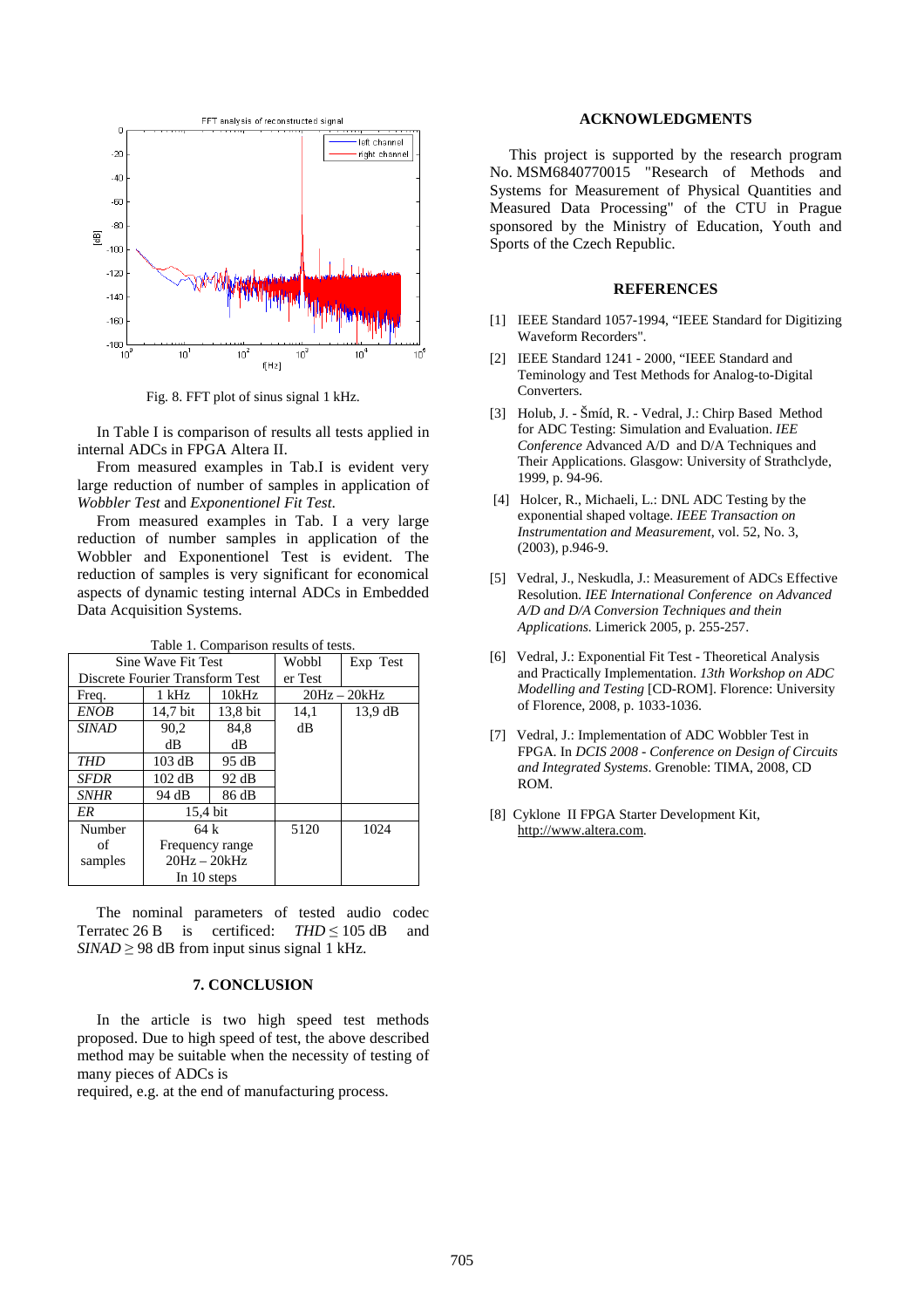FFT analysis of reconstructed signal

left channel
right channel

0
-20
-40
-60
-80
-100
-120
-140
-160
-180

[dB]

$10^0$ $10^1$ $10^2$ $10^3$ $10^4$ $10^5$

f[Hz]

Fig. 8. FFT plot of sinus signal 1 kHz.

In Table I is comparison of results all tests applied in internal ADCs in FPGA Altera II.

From measured examples in Tab.I is evident very large reduction of number of samples in application of *Wobbler Test* and *Exponentionel Fit Test.*

From measured examples in Tab. I a very large reduction of number samples in application of the Wobbler and Exponentionel Test is evident. The reduction of samples is very significant for economical aspects of dynamic testing internal ADCs in Embedded Data Acquisition Systems.

Table 1. Comparison results of tests.

| Sine Wave Fit Test | | | Wobbler Test | Exp Test |
|---|---|---|---|---|
| Discrete Fourier Transform Test | | | | |
| Freq. | 1 kHz | 10kHz | 20Hz – 20kHz | |
| *ENOB* | 14,7 bit | 13,8 bit | 14,1 dB | 13,9 dB |
| *SINAD* | 90,2 dB | 84,8 dB | | |
| *THD* | 103 dB | 95 dB | | |
| *SFDR* | 102 dB | 92 dB | | |
| *SNHR* | 94 dB | 86 dB | | |
| *ER* | 15,4 bit | | | |
| Number of samples | 64 k Frequency range 20Hz – 20kHz In 10 steps | | 5120 | 1024 |

The nominal parameters of tested audio codec Terratec 26 B is certificed: $THD \leq 105$ dB and $SINAD \geq 98$ dB from input sinus signal 1 kHz.

## 7. CONCLUSION

In the article is two high speed test methods proposed. Due to high speed of test, the above described method may be suitable when the necessity of testing of many pieces of ADCs is required, e.g. at the end of manufacturing process.

## ACKNOWLEDGMENTS

This project is supported by the research program No. MSM6840770015 "Research of Methods and Systems for Measurement of Physical Quantities and Measured Data Processing" of the CTU in Prague sponsored by the Ministry of Education, Youth and Sports of the Czech Republic.

## REFERENCES

[1] IEEE Standard 1057-1994, "IEEE Standard for Digitizing Waveform Recorders".

[2] IEEE Standard 1241 - 2000, "IEEE Standard and Teminology and Test Methods for Analog-to-Digital Converters.

[3] Holub, J. - Šmíd, R. - Vedral, J.: Chirp Based Method for ADC Testing: Simulation and Evaluation. *IEE Conference* Advanced A/D and D/A Techniques and Their Applications. Glasgow: University of Strathclyde, 1999, p. 94-96.

[4] Holcer, R., Michaeli, L.: DNL ADC Testing by the exponential shaped voltage. *IEEE Transaction on Instrumentation and Measurement*, vol. 52, No. 3, (2003), p.946-9.

[5] Vedral, J., Neskudla, J.: Measurement of ADCs Effective Resolution. *IEE International Conference on Advanced A/D and D/A Conversion Techniques and thein Applications.* Limerick 2005, p. 255-257.

[6] Vedral, J.: Exponential Fit Test - Theoretical Analysis and Practically Implementation. *13th Workshop on ADC Modelling and Testing* [CD-ROM]. Florence: University of Florence, 2008, p. 1033-1036.

[7] Vedral, J.: Implementation of ADC Wobbler Test in FPGA. In *DCIS 2008 - Conference on Design of Circuits and Integrated Systems*. Grenoble: TIMA, 2008, CD ROM.

[8] Cyklone II FPGA Starter Development Kit, http://www.altera.com.